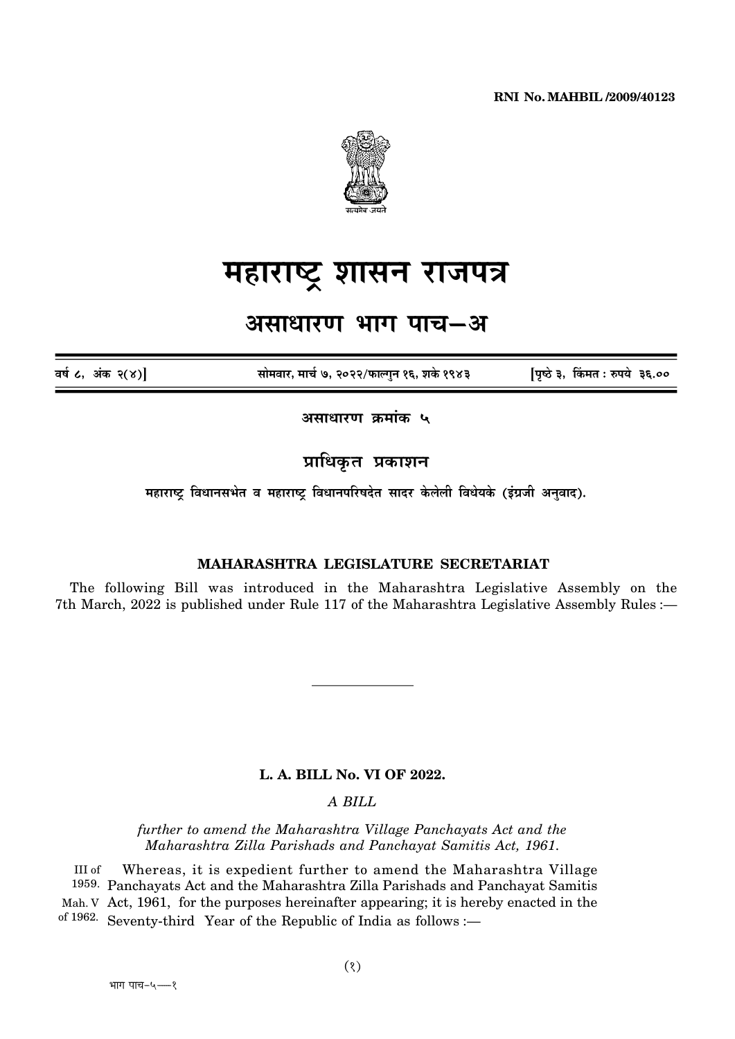RNI No. MAHBIL /2009/40123

# महाराष्ट्र शासन राजपत्र

## असाधारण भाग पाच—अ

वर्ष ८, अंक २(४)] सोमवार, मार्च ७, २०२२/फाल्गुन १६, शके १९४३ [पृष्ठे ३, किंमत : रुपये ३६.००

**असाधारण क्रमांक ५**

### प्राधिकृत प्रकाशन

**महाराष्ट्र विधानसभेत व महाराष्ट्र विधानपरिषदेत सादर केलेली विधेयके (इंग्रजी अनुवाद).**

**MAHARASHTRA LEGISLATURE SECRETARIAT**

The following Bill was introduced in the Maharashtra Legislative Assembly on the 7th March, 2022 is published under Rule 117 of the Maharashtra Legislative Assembly Rules :—

---

**L. A. BILL No. VI OF 2022.**

*A BILL*

*further to amend the Maharashtra Village Panchayats Act and the Maharashtra Zilla Parishads and Panchayat Samitis Act, 1961.*

III of 1959. Mah. V of 1962.

Whereas, it is expedient further to amend the Maharashtra Village Panchayats Act and the Maharashtra Zilla Parishads and Panchayat Samitis Act, 1961, for the purposes hereinafter appearing; it is hereby enacted in the Seventy-third Year of the Republic of India as follows :—

भाग पाच–५—१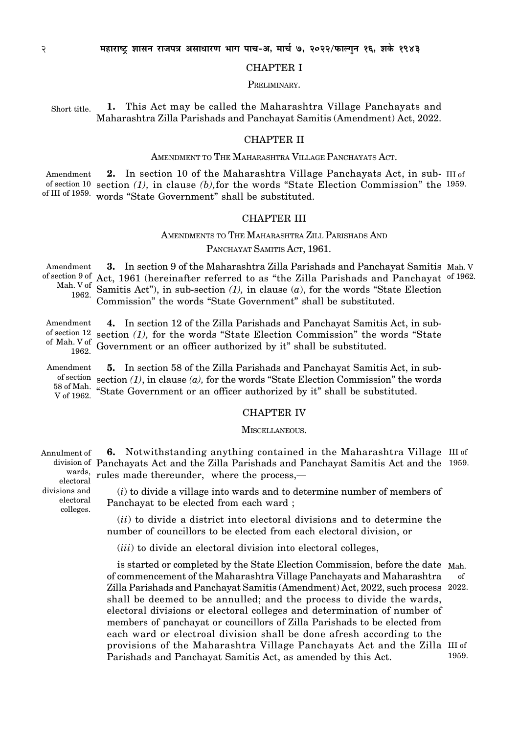## CHAPTER I

### PRELIMINARY.

Short title.

**1.** This Act may be called the Maharashtra Village Panchayats and Maharashtra Zilla Parishads and Panchayat Samitis (Amendment) Act, 2022.

## CHAPTER II

### AMENDMENT TO THE MAHARASHTRA VILLAGE PANCHAYATS ACT.

Amendment of section 10 of III of 1959.

**2.** In section 10 of the Maharashtra Village Panchayats Act, in sub-section *(1),* in clause *(b),*for the words "State Election Commission" the words "State Government" shall be substituted. III of 1959.

## CHAPTER III

### AMENDMENTS TO THE MAHARASHTRA ZILL PARISHADS AND PANCHAYAT SAMITIS ACT, 1961.

Amendment of section 9 of Mah. V of 1962.

**3.** In section 9 of the Maharashtra Zilla Parishads and Panchayat Samitis Act, 1961 (hereinafter referred to as "the Zilla Parishads and Panchayat Samitis Act"), in sub-section *(1),* in clause (*a*), for the words "State Election Commission" the words "State Government" shall be substituted. Mah. V of 1962.

Amendment of section 12 of Mah. V of 1962.

**4.** In section 12 of the Zilla Parishads and Panchayat Samitis Act, in sub-section *(1),* for the words "State Election Commission" the words "State Government or an officer authorized by it" shall be substituted.

Amendment of section 58 of Mah. V of 1962.

**5.** In section 58 of the Zilla Parishads and Panchayat Samitis Act, in sub-section *(1)*, in clause *(a),* for the words "State Election Commission" the words "State Government or an officer authorized by it" shall be substituted.

## CHAPTER IV

### MISCELLANEOUS.

Annulment of division of wards, electoral divisions and electoral colleges.

**6.** Notwithstanding anything contained in the Maharashtra Village Panchayats Act and the Zilla Parishads and Panchayat Samitis Act and the rules made thereunder, where the process,— III of 1959.

(*i*) to divide a village into wards and to determine number of members of Panchayat to be elected from each ward ;

(*ii*) to divide a district into electoral divisions and to determine the number of councillors to be elected from each electoral division, or

(*iii*) to divide an electoral division into electoral colleges,

is started or completed by the State Election Commission, before the date of commencement of the Maharashtra Village Panchayats and Maharashtra Zilla Parishads and Panchayat Samitis (Amendment) Act, 2022, such process shall be deemed to be annulled; and the process to divide the wards, electoral divisions or electoral colleges and determination of number of members of panchayat or councillors of Zilla Parishads to be elected from each ward or electroal division shall be done afresh according to the provisions of the Maharashtra Village Panchayats Act and the Zilla Parishads and Panchayat Samitis Act, as amended by this Act. Mah. of 2022. III of 1959.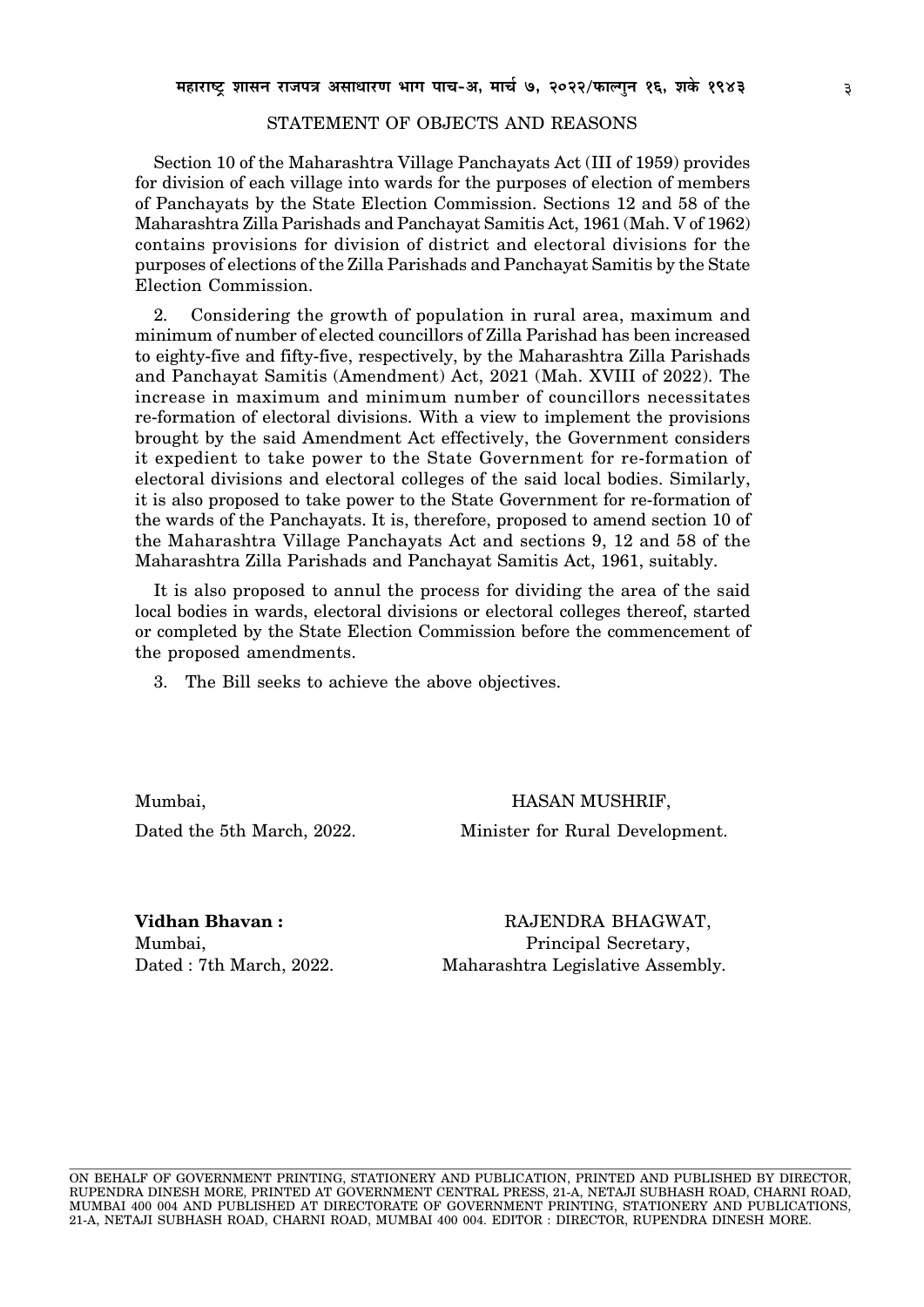## STATEMENT OF OBJECTS AND REASONS

Section 10 of the Maharashtra Village Panchayats Act (III of 1959) provides for division of each village into wards for the purposes of election of members of Panchayats by the State Election Commission. Sections 12 and 58 of the Maharashtra Zilla Parishads and Panchayat Samitis Act, 1961 (Mah. V of 1962) contains provisions for division of district and electoral divisions for the purposes of elections of the Zilla Parishads and Panchayat Samitis by the State Election Commission.

2. Considering the growth of population in rural area, maximum and minimum of number of elected councillors of Zilla Parishad has been increased to eighty-five and fifty-five, respectively, by the Maharashtra Zilla Parishads and Panchayat Samitis (Amendment) Act, 2021 (Mah. XVIII of 2022). The increase in maximum and minimum number of councillors necessitates re-formation of electoral divisions. With a view to implement the provisions brought by the said Amendment Act effectively, the Government considers it expedient to take power to the State Government for re-formation of electoral divisions and electoral colleges of the said local bodies. Similarly, it is also proposed to take power to the State Government for re-formation of the wards of the Panchayats. It is, therefore, proposed to amend section 10 of the Maharashtra Village Panchayats Act and sections 9, 12 and 58 of the Maharashtra Zilla Parishads and Panchayat Samitis Act, 1961, suitably.

It is also proposed to annul the process for dividing the area of the said local bodies in wards, electoral divisions or electoral colleges thereof, started or completed by the State Election Commission before the commencement of the proposed amendments.

3. The Bill seeks to achieve the above objectives.

Mumbai,
Dated the 5th March, 2022.

HASAN MUSHRIF,
Minister for Rural Development.

**Vidhan Bhavan :**
Mumbai,
Dated : 7th March, 2022.

RAJENDRA BHAGWAT,
Principal Secretary,
Maharashtra Legislative Assembly.

ON BEHALF OF GOVERNMENT PRINTING, STATIONERY AND PUBLICATION, PRINTED AND PUBLISHED BY DIRECTOR, RUPENDRA DINESH MORE, PRINTED AT GOVERNMENT CENTRAL PRESS, 21-A, NETAJI SUBHASH ROAD, CHARNI ROAD, MUMBAI 400 004 AND PUBLISHED AT DIRECTORATE OF GOVERNMENT PRINTING, STATIONERY AND PUBLICATIONS, 21-A, NETAJI SUBHASH ROAD, CHARNI ROAD, MUMBAI 400 004. EDITOR : DIRECTOR, RUPENDRA DINESH MORE.